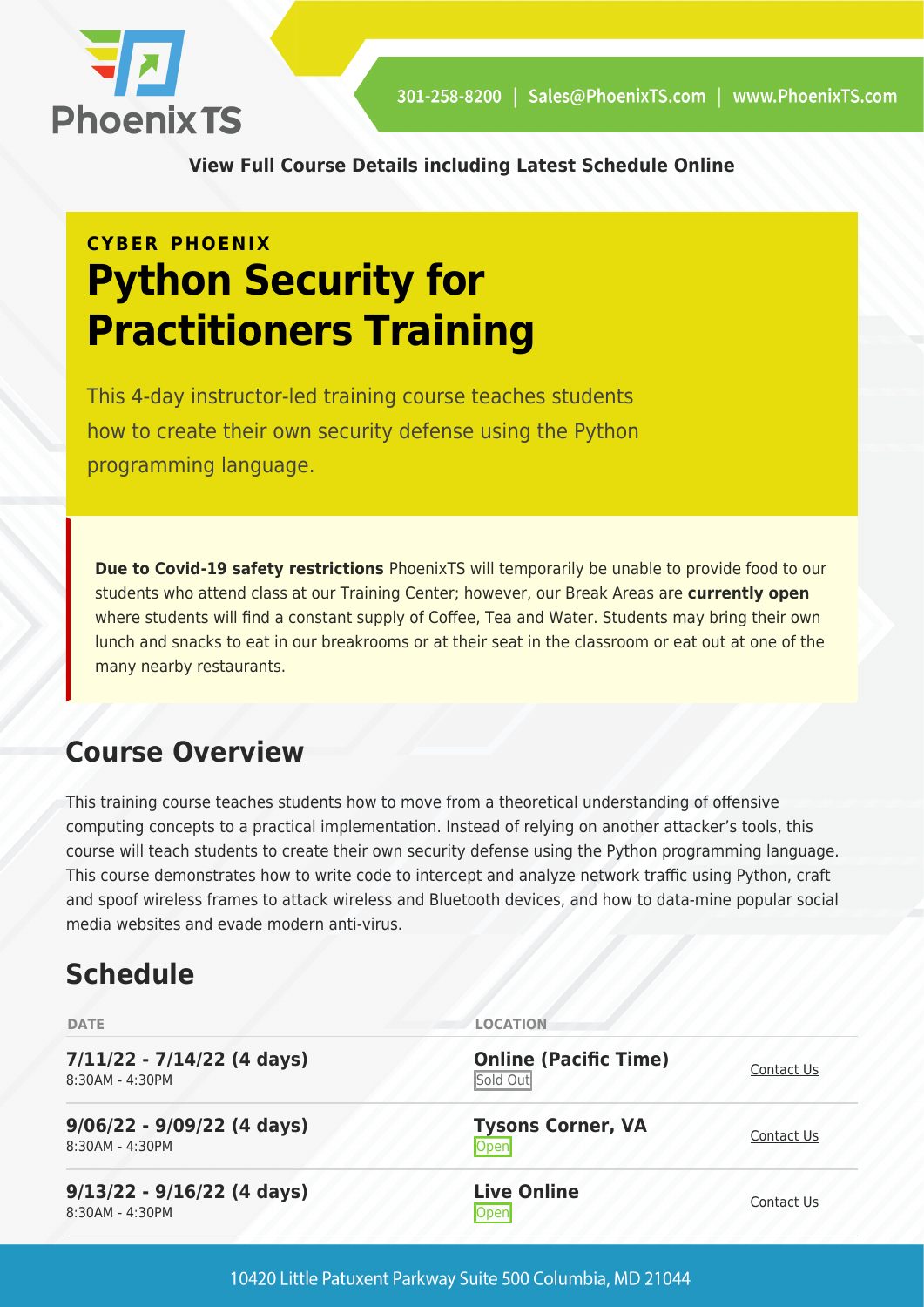301-258-8200 | Sales@PhoenixTS.com | www.PhoenixTS.com

**View Full Course Details including Latest Schedule Online**

**CYBER PHOENIX**

# Python Security for Practitioners Training

This 4-day instructor-led training course teaches students how to create their own security defense using the Python programming language.

**Due to Covid-19 safety restrictions** PhoenixTS will temporarily be unable to provide food to our students who attend class at our Training Center; however, our Break Areas are **currently open** where students will find a constant supply of Coffee, Tea and Water. Students may bring their own lunch and snacks to eat in our breakrooms or at their seat in the classroom or eat out at one of the many nearby restaurants.

## Course Overview

This training course teaches students how to move from a theoretical understanding of offensive computing concepts to a practical implementation. Instead of relying on another attacker's tools, this course will teach students to create their own security defense using the Python programming language. This course demonstrates how to write code to intercept and analyze network traffic using Python, craft and spoof wireless frames to attack wireless and Bluetooth devices, and how to data-mine popular social media websites and evade modern anti-virus.

## Schedule

| DATE | LOCATION | |
|---|---|---|
| **7/11/22 - 7/14/22 (4 days)**<br>8:30AM - 4:30PM | **Online (Pacific Time)**<br>Sold Out | Contact Us |
| **9/06/22 - 9/09/22 (4 days)**<br>8:30AM - 4:30PM | **Tysons Corner, VA**<br>Open | Contact Us |
| **9/13/22 - 9/16/22 (4 days)**<br>8:30AM - 4:30PM | **Live Online**<br>Open | Contact Us |

10420 Little Patuxent Parkway Suite 500 Columbia, MD 21044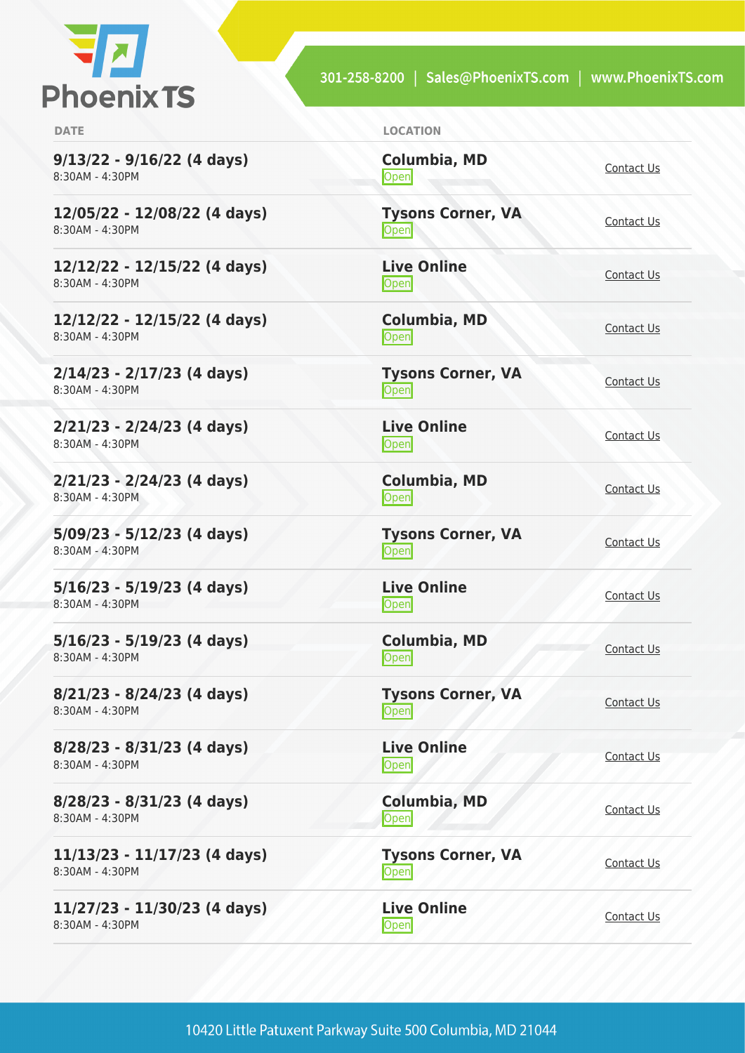| DATE | LOCATION | |
|---|---|---|
| **9/13/22 - 9/16/22 (4 days)**<br>8:30AM - 4:30PM | **Columbia, MD**<br>Open | Contact Us |
| **12/05/22 - 12/08/22 (4 days)**<br>8:30AM - 4:30PM | **Tysons Corner, VA**<br>Open | Contact Us |
| **12/12/22 - 12/15/22 (4 days)**<br>8:30AM - 4:30PM | **Live Online**<br>Open | Contact Us |
| **12/12/22 - 12/15/22 (4 days)**<br>8:30AM - 4:30PM | **Columbia, MD**<br>Open | Contact Us |
| **2/14/23 - 2/17/23 (4 days)**<br>8:30AM - 4:30PM | **Tysons Corner, VA**<br>Open | Contact Us |
| **2/21/23 - 2/24/23 (4 days)**<br>8:30AM - 4:30PM | **Live Online**<br>Open | Contact Us |
| **2/21/23 - 2/24/23 (4 days)**<br>8:30AM - 4:30PM | **Columbia, MD**<br>Open | Contact Us |
| **5/09/23 - 5/12/23 (4 days)**<br>8:30AM - 4:30PM | **Tysons Corner, VA**<br>Open | Contact Us |
| **5/16/23 - 5/19/23 (4 days)**<br>8:30AM - 4:30PM | **Live Online**<br>Open | Contact Us |
| **5/16/23 - 5/19/23 (4 days)**<br>8:30AM - 4:30PM | **Columbia, MD**<br>Open | Contact Us |
| **8/21/23 - 8/24/23 (4 days)**<br>8:30AM - 4:30PM | **Tysons Corner, VA**<br>Open | Contact Us |
| **8/28/23 - 8/31/23 (4 days)**<br>8:30AM - 4:30PM | **Live Online**<br>Open | Contact Us |
| **8/28/23 - 8/31/23 (4 days)**<br>8:30AM - 4:30PM | **Columbia, MD**<br>Open | Contact Us |
| **11/13/23 - 11/17/23 (4 days)**<br>8:30AM - 4:30PM | **Tysons Corner, VA**<br>Open | Contact Us |
| **11/27/23 - 11/30/23 (4 days)**<br>8:30AM - 4:30PM | **Live Online**<br>Open | Contact Us |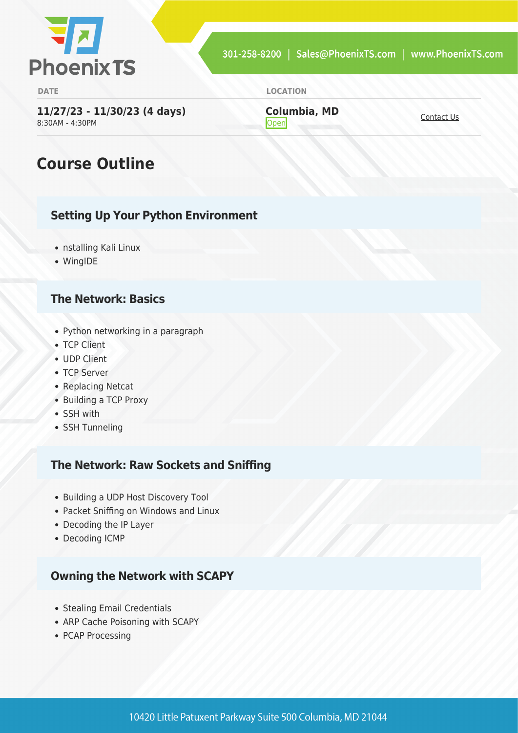| DATE | LOCATION | |
| --- | --- | --- |
| **11/27/23 - 11/30/23 (4 days)** 8:30AM - 4:30PM | **Columbia, MD** Open | Contact Us |

## Course Outline

### Setting Up Your Python Environment

- nstalling Kali Linux
- WingIDE

### The Network: Basics

- Python networking in a paragraph
- TCP Client
- UDP Client
- TCP Server
- Replacing Netcat
- Building a TCP Proxy
- SSH with
- SSH Tunneling

### The Network: Raw Sockets and Sniffing

- Building a UDP Host Discovery Tool
- Packet Sniffing on Windows and Linux
- Decoding the IP Layer
- Decoding ICMP

### Owning the Network with SCAPY

- Stealing Email Credentials
- ARP Cache Poisoning with SCAPY
- PCAP Processing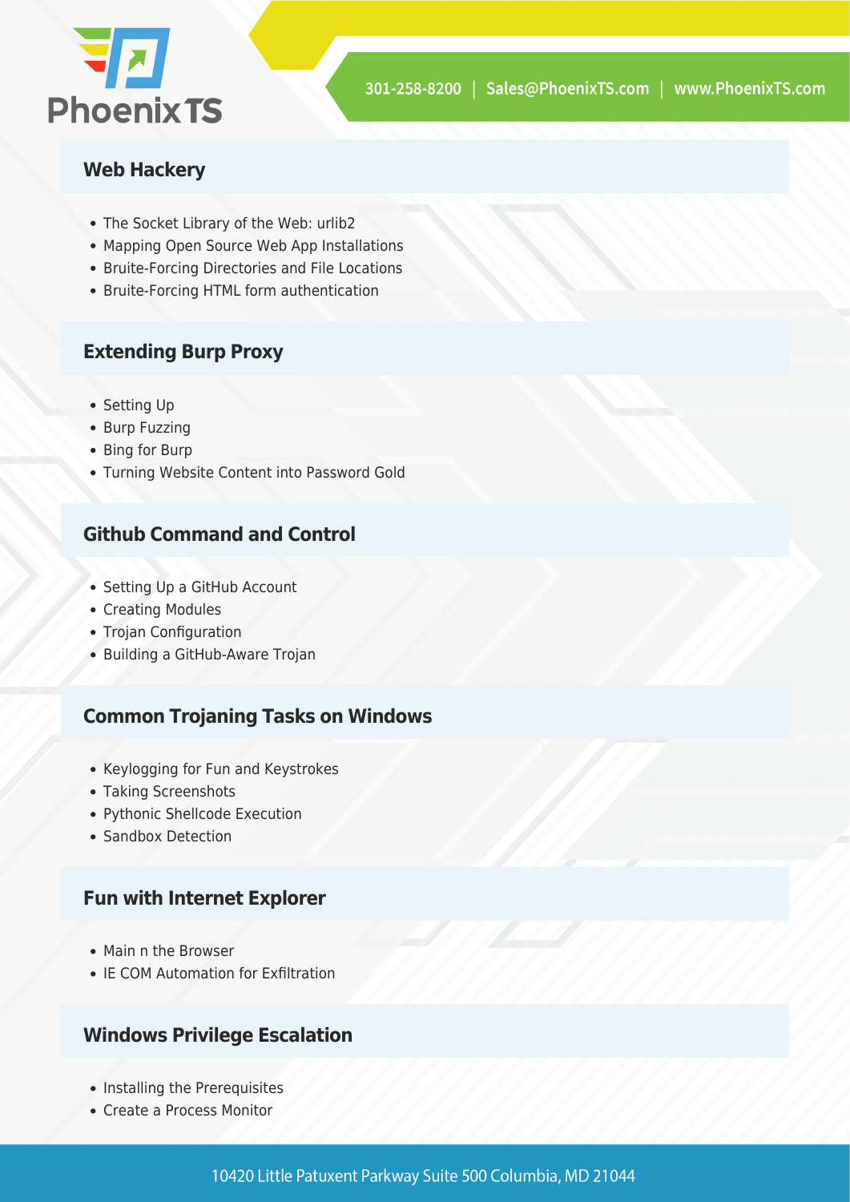## Web Hackery

- The Socket Library of the Web: urlib2
- Mapping Open Source Web App Installations
- Bruite-Forcing Directories and File Locations
- Bruite-Forcing HTML form authentication

## Extending Burp Proxy

- Setting Up
- Burp Fuzzing
- Bing for Burp
- Turning Website Content into Password Gold

## Github Command and Control

- Setting Up a GitHub Account
- Creating Modules
- Trojan Configuration
- Building a GitHub-Aware Trojan

## Common Trojaning Tasks on Windows

- Keylogging for Fun and Keystrokes
- Taking Screenshots
- Pythonic Shellcode Execution
- Sandbox Detection

## Fun with Internet Explorer

- Main n the Browser
- IE COM Automation for Exfiltration

## Windows Privilege Escalation

- Installing the Prerequisites
- Create a Process Monitor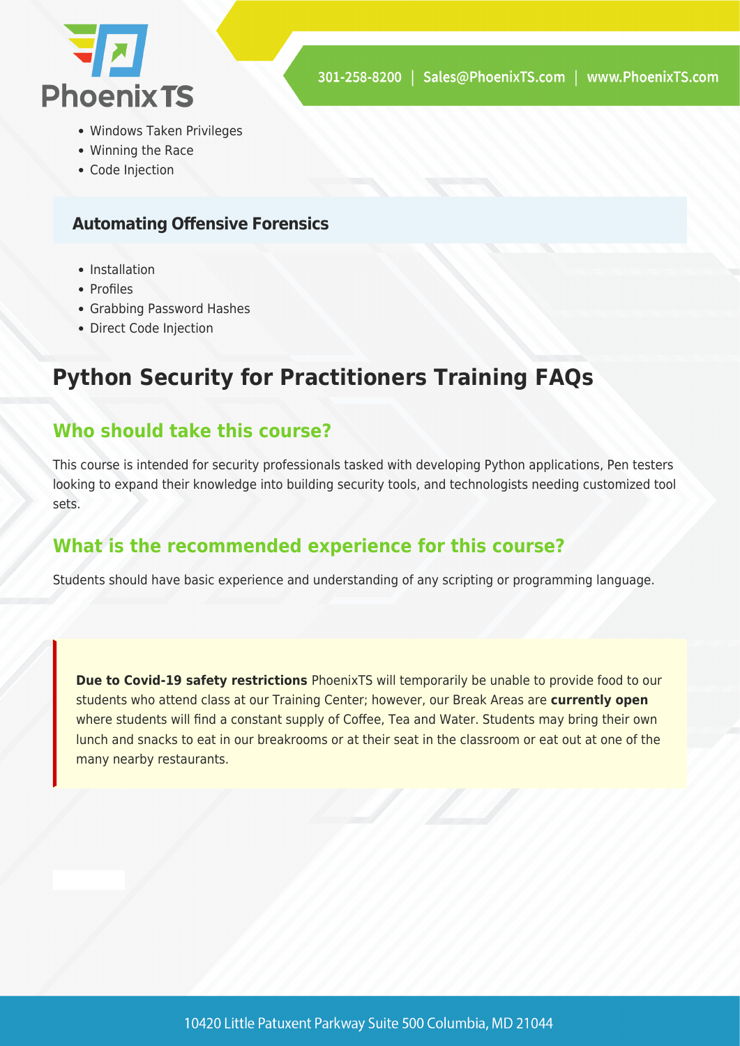- Windows Taken Privileges
- Winning the Race
- Code Injection

### Automating Offensive Forensics

- Installation
- Profiles
- Grabbing Password Hashes
- Direct Code Injection

# Python Security for Practitioners Training FAQs

## Who should take this course?

This course is intended for security professionals tasked with developing Python applications, Pen testers looking to expand their knowledge into building security tools, and technologists needing customized tool sets.

## What is the recommended experience for this course?

Students should have basic experience and understanding of any scripting or programming language.

**Due to Covid-19 safety restrictions** PhoenixTS will temporarily be unable to provide food to our students who attend class at our Training Center; however, our Break Areas are **currently open** where students will find a constant supply of Coffee, Tea and Water. Students may bring their own lunch and snacks to eat in our breakrooms or at their seat in the classroom or eat out at one of the many nearby restaurants.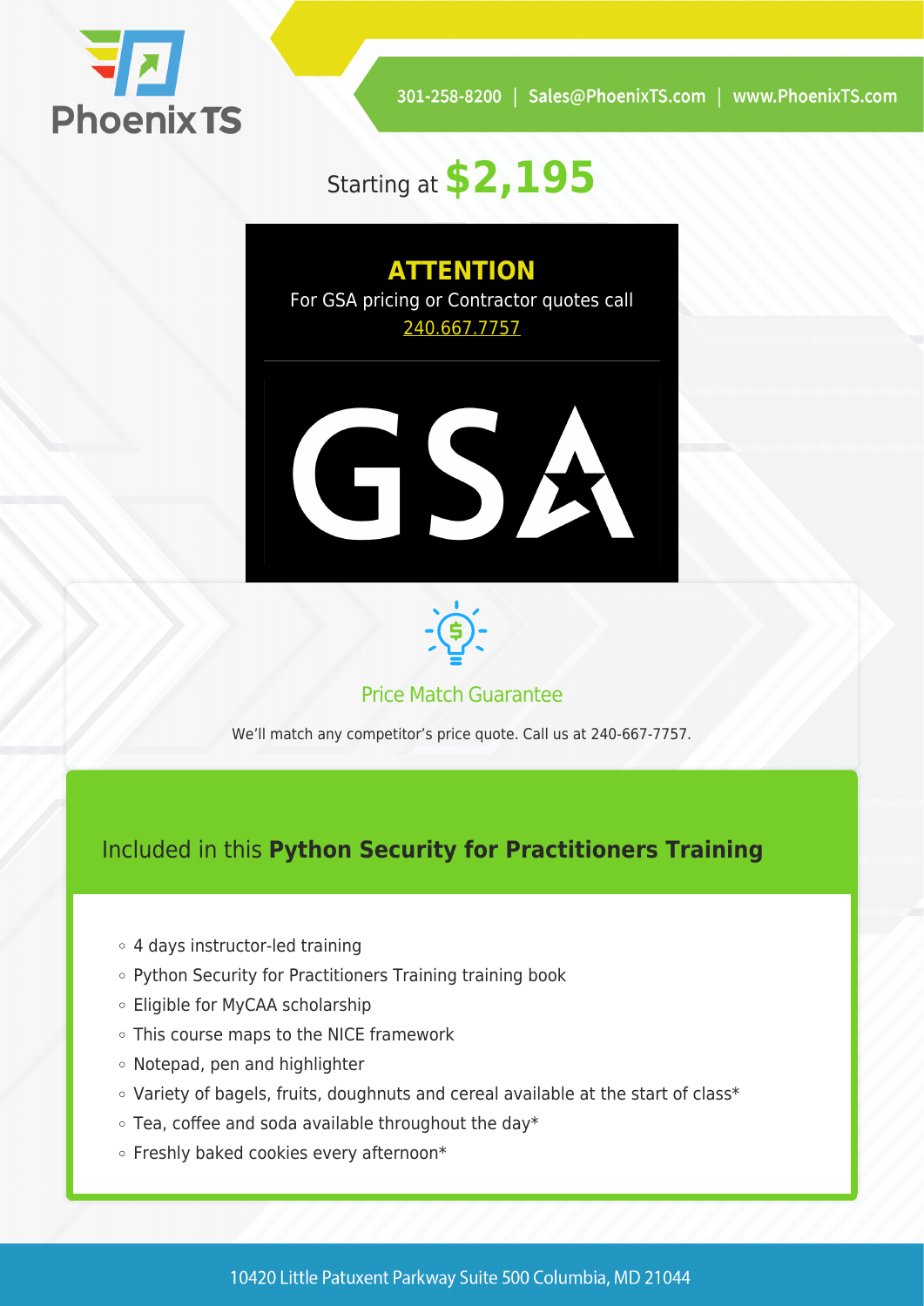Starting at **$2,195**

**ATTENTION**
For GSA pricing or Contractor quotes call
240.667.7757

GSA

Price Match Guarantee

We'll match any competitor's price quote. Call us at 240-667-7757.

## Included in this **Python Security for Practitioners Training**

- 4 days instructor-led training
- Python Security for Practitioners Training training book
- Eligible for MyCAA scholarship
- This course maps to the NICE framework
- Notepad, pen and highlighter
- Variety of bagels, fruits, doughnuts and cereal available at the start of class*
- Tea, coffee and soda available throughout the day*
- Freshly baked cookies every afternoon*